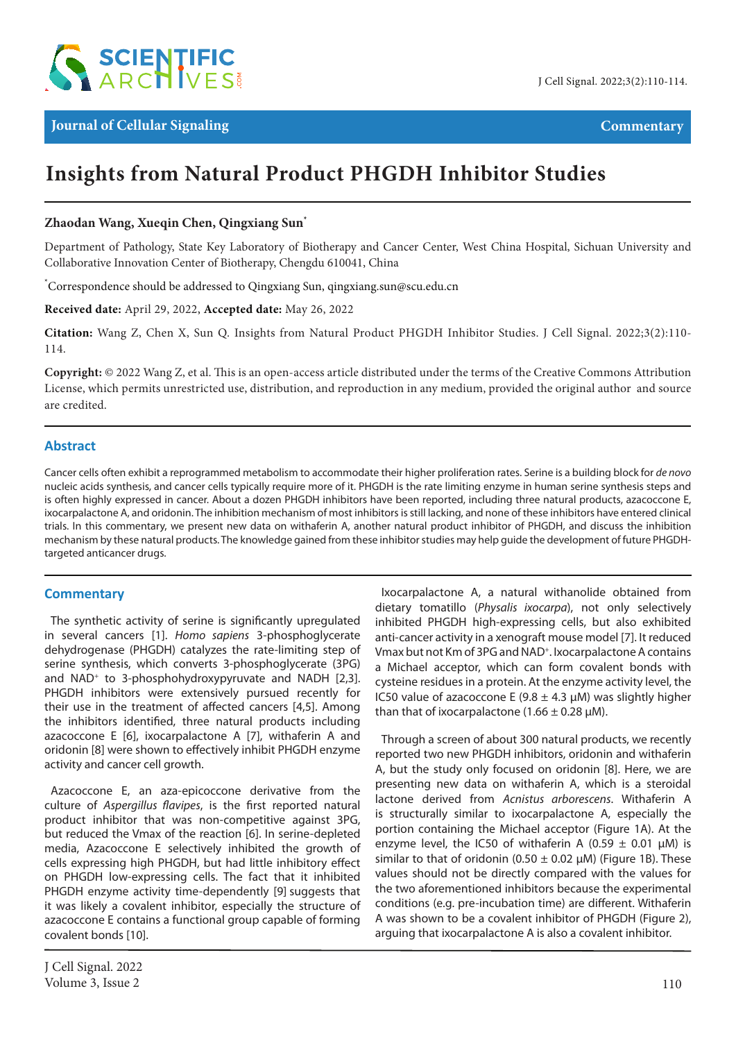# Insights from Natural Product PHGDH Inhibitor Studies

**Zhaodan Wang, Xueqin Chen, Qingxiang Sun***

Department of Pathology, State Key Laboratory of Biotherapy and Cancer Center, West China Hospital, Sichuan University and Collaborative Innovation Center of Biotherapy, Chengdu 610041, China

*Correspondence should be addressed to Qingxiang Sun, qingxiang.sun@scu.edu.cn

**Received date:** April 29, 2022, **Accepted date:** May 26, 2022

**Citation:** Wang Z, Chen X, Sun Q. Insights from Natural Product PHGDH Inhibitor Studies. J Cell Signal. 2022;3(2):110-114.

**Copyright:** © 2022 Wang Z, et al. This is an open-access article distributed under the terms of the Creative Commons Attribution License, which permits unrestricted use, distribution, and reproduction in any medium, provided the original author and source are credited.

## Abstract

Cancer cells often exhibit a reprogrammed metabolism to accommodate their higher proliferation rates. Serine is a building block for *de novo* nucleic acids synthesis, and cancer cells typically require more of it. PHGDH is the rate limiting enzyme in human serine synthesis steps and is often highly expressed in cancer. About a dozen PHGDH inhibitors have been reported, including three natural products, azacoccone E, ixocarpalactone A, and oridonin. The inhibition mechanism of most inhibitors is still lacking, and none of these inhibitors have entered clinical trials. In this commentary, we present new data on withaferin A, another natural product inhibitor of PHGDH, and discuss the inhibition mechanism by these natural products. The knowledge gained from these inhibitor studies may help guide the development of future PHGDH-targeted anticancer drugs.

## Commentary

The synthetic activity of serine is significantly upregulated in several cancers [1]. *Homo sapiens* 3-phosphoglycerate dehydrogenase (PHGDH) catalyzes the rate-limiting step of serine synthesis, which converts 3-phosphoglycerate (3PG) and $NAD^+$ to 3-phosphohydroxypyruvate and NADH [2,3]. PHGDH inhibitors were extensively pursued recently for their use in the treatment of affected cancers [4,5]. Among the inhibitors identified, three natural products including azacoccone E [6], ixocarpalactone A [7], withaferin A and oridonin [8] were shown to effectively inhibit PHGDH enzyme activity and cancer cell growth.

Azacoccone E, an aza-epicoccone derivative from the culture of *Aspergillus flavipes*, is the first reported natural product inhibitor that was non-competitive against 3PG, but reduced the Vmax of the reaction [6]. In serine-depleted media, Azacoccone E selectively inhibited the growth of cells expressing high PHGDH, but had little inhibitory effect on PHGDH low-expressing cells. The fact that it inhibited PHGDH enzyme activity time-dependently [9] suggests that it was likely a covalent inhibitor, especially the structure of azacoccone E contains a functional group capable of forming covalent bonds [10].

Ixocarpalactone A, a natural withanolide obtained from dietary tomatillo (*Physalis ixocarpa*), not only selectively inhibited PHGDH high-expressing cells, but also exhibited anti-cancer activity in a xenograft mouse model [7]. It reduced Vmax but not Km of 3PG and $NAD^+$. Ixocarpalactone A contains a Michael acceptor, which can form covalent bonds with cysteine residues in a protein. At the enzyme activity level, the IC50 value of azacoccone E (9.8 ± 4.3 μM) was slightly higher than that of ixocarpalactone (1.66 ± 0.28 μM).

Through a screen of about 300 natural products, we recently reported two new PHGDH inhibitors, oridonin and withaferin A, but the study only focused on oridonin [8]. Here, we are presenting new data on withaferin A, which is a steroidal lactone derived from *Acnistus arborescens*. Withaferin A is structurally similar to ixocarpalactone A, especially the portion containing the Michael acceptor (Figure 1A). At the enzyme level, the IC50 of withaferin A (0.59 ± 0.01 μM) is similar to that of oridonin (0.50 ± 0.02 μM) (Figure 1B). These values should not be directly compared with the values for the two aforementioned inhibitors because the experimental conditions (e.g. pre-incubation time) are different. Withaferin A was shown to be a covalent inhibitor of PHGDH (Figure 2), arguing that ixocarpalactone A is also a covalent inhibitor.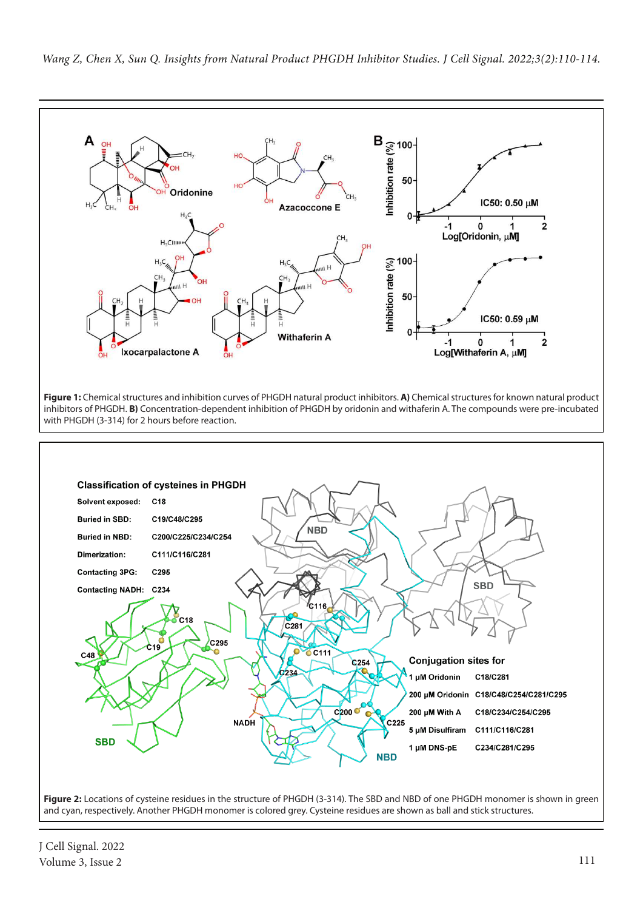**Figure 1:** Chemical structures and inhibition curves of PHGDH natural product inhibitors. **A)** Chemical structures for known natural product inhibitors of PHGDH. **B)** Concentration-dependent inhibition of PHGDH by oridonin and withaferin A. The compounds were pre-incubated with PHGDH (3-314) for 2 hours before reaction.

**Figure 2:** Locations of cysteine residues in the structure of PHGDH (3-314). The SBD and NBD of one PHGDH monomer is shown in green and cyan, respectively. Another PHGDH monomer is colored grey. Cysteine residues are shown as ball and stick structures.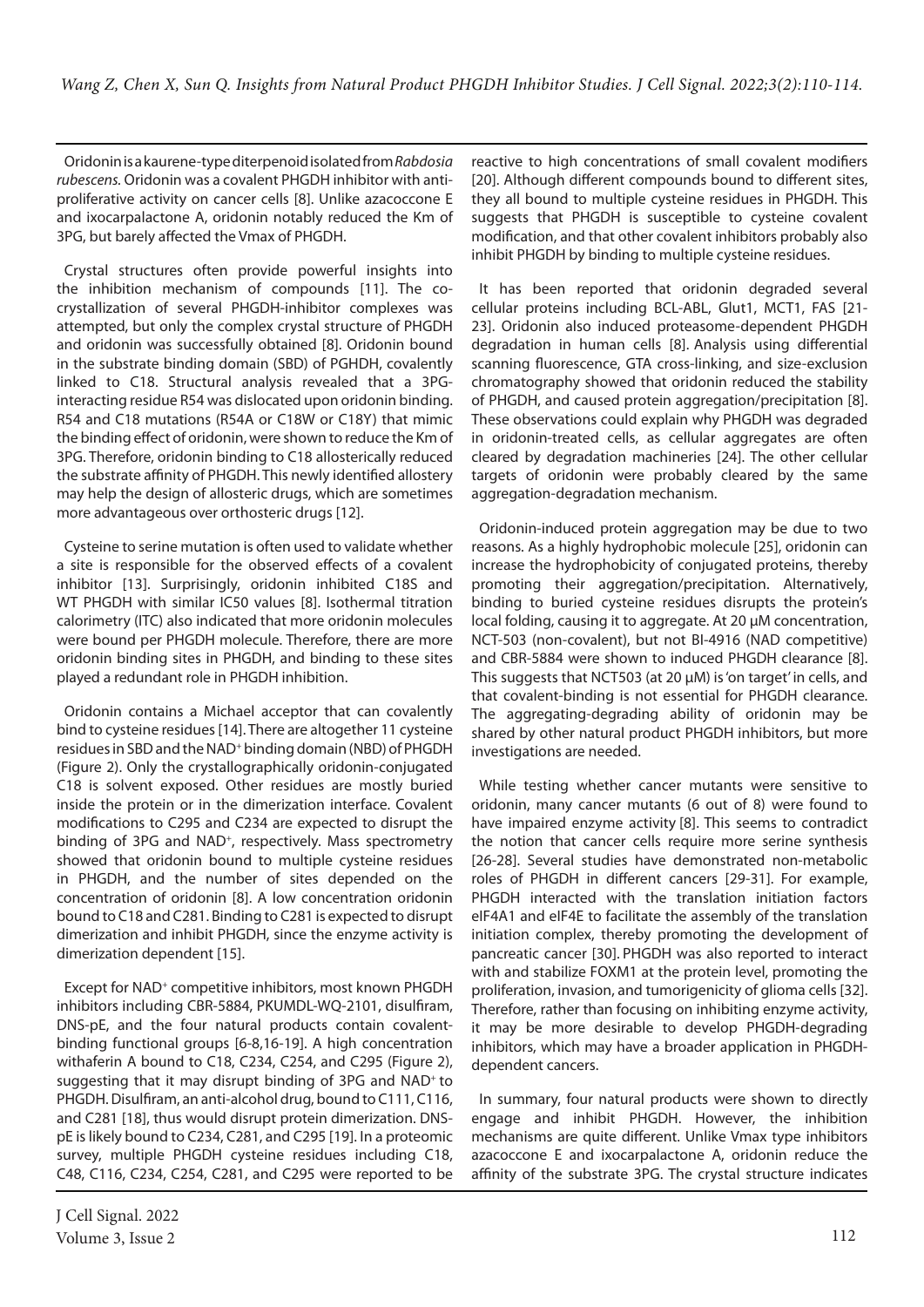Oridonin is a kaurene-type diterpenoid isolated from *Rabdosia rubescens*. Oridonin was a covalent PHGDH inhibitor with anti-proliferative activity on cancer cells [8]. Unlike azacoccone E and ixocarpalactone A, oridonin notably reduced the Km of 3PG, but barely affected the Vmax of PHGDH.

Crystal structures often provide powerful insights into the inhibition mechanism of compounds [11]. The co-crystallization of several PHGDH-inhibitor complexes was attempted, but only the complex crystal structure of PHGDH and oridonin was successfully obtained [8]. Oridonin bound in the substrate binding domain (SBD) of PGHDH, covalently linked to C18. Structural analysis revealed that a 3PG-interacting residue R54 was dislocated upon oridonin binding. R54 and C18 mutations (R54A or C18W or C18Y) that mimic the binding effect of oridonin, were shown to reduce the Km of 3PG. Therefore, oridonin binding to C18 allosterically reduced the substrate affinity of PHGDH. This newly identified allostery may help the design of allosteric drugs, which are sometimes more advantageous over orthosteric drugs [12].

Cysteine to serine mutation is often used to validate whether a site is responsible for the observed effects of a covalent inhibitor [13]. Surprisingly, oridonin inhibited C18S and WT PHGDH with similar IC50 values [8]. Isothermal titration calorimetry (ITC) also indicated that more oridonin molecules were bound per PHGDH molecule. Therefore, there are more oridonin binding sites in PHGDH, and binding to these sites played a redundant role in PHGDH inhibition.

Oridonin contains a Michael acceptor that can covalently bind to cysteine residues [14]. There are altogether 11 cysteine residues in SBD and the $NAD^+$ binding domain (NBD) of PHGDH (Figure 2). Only the crystallographically oridonin-conjugated C18 is solvent exposed. Other residues are mostly buried inside the protein or in the dimerization interface. Covalent modifications to C295 and C234 are expected to disrupt the binding of 3PG and $NAD^+$, respectively. Mass spectrometry showed that oridonin bound to multiple cysteine residues in PHGDH, and the number of sites depended on the concentration of oridonin [8]. A low concentration oridonin bound to C18 and C281. Binding to C281 is expected to disrupt dimerization and inhibit PHGDH, since the enzyme activity is dimerization dependent [15].

Except for $NAD^+$ competitive inhibitors, most known PHGDH inhibitors including CBR-5884, PKUMDL-WQ-2101, disulfiram, DNS-pE, and the four natural products contain covalent-binding functional groups [6-8,16-19]. A high concentration withaferin A bound to C18, C234, C254, and C295 (Figure 2), suggesting that it may disrupt binding of 3PG and $NAD^+$ to PHGDH. Disulfiram, an anti-alcohol drug, bound to C111, C116, and C281 [18], thus would disrupt protein dimerization. DNS-pE is likely bound to C234, C281, and C295 [19]. In a proteomic survey, multiple PHGDH cysteine residues including C18, C48, C116, C234, C254, C281, and C295 were reported to be reactive to high concentrations of small covalent modifiers [20]. Although different compounds bound to different sites, they all bound to multiple cysteine residues in PHGDH. This suggests that PHGDH is susceptible to cysteine covalent modification, and that other covalent inhibitors probably also inhibit PHGDH by binding to multiple cysteine residues.

It has been reported that oridonin degraded several cellular proteins including BCL-ABL, Glut1, MCT1, FAS [21-23]. Oridonin also induced proteasome-dependent PHGDH degradation in human cells [8]. Analysis using differential scanning fluorescence, GTA cross-linking, and size-exclusion chromatography showed that oridonin reduced the stability of PHGDH, and caused protein aggregation/precipitation [8]. These observations could explain why PHGDH was degraded in oridonin-treated cells, as cellular aggregates are often cleared by degradation machineries [24]. The other cellular targets of oridonin were probably cleared by the same aggregation-degradation mechanism.

Oridonin-induced protein aggregation may be due to two reasons. As a highly hydrophobic molecule [25], oridonin can increase the hydrophobicity of conjugated proteins, thereby promoting their aggregation/precipitation. Alternatively, binding to buried cysteine residues disrupts the protein's local folding, causing it to aggregate. At 20 μM concentration, NCT-503 (non-covalent), but not BI-4916 (NAD competitive) and CBR-5884 were shown to induced PHGDH clearance [8]. This suggests that NCT503 (at 20 μM) is 'on target' in cells, and that covalent-binding is not essential for PHGDH clearance. The aggregating-degrading ability of oridonin may be shared by other natural product PHGDH inhibitors, but more investigations are needed.

While testing whether cancer mutants were sensitive to oridonin, many cancer mutants (6 out of 8) were found to have impaired enzyme activity [8]. This seems to contradict the notion that cancer cells require more serine synthesis [26-28]. Several studies have demonstrated non-metabolic roles of PHGDH in different cancers [29-31]. For example, PHGDH interacted with the translation initiation factors eIF4A1 and eIF4E to facilitate the assembly of the translation initiation complex, thereby promoting the development of pancreatic cancer [30]. PHGDH was also reported to interact with and stabilize FOXM1 at the protein level, promoting the proliferation, invasion, and tumorigenicity of glioma cells [32]. Therefore, rather than focusing on inhibiting enzyme activity, it may be more desirable to develop PHGDH-degrading inhibitors, which may have a broader application in PHGDH-dependent cancers.

In summary, four natural products were shown to directly engage and inhibit PHGDH. However, the inhibition mechanisms are quite different. Unlike Vmax type inhibitors azacoccone E and ixocarpalactone A, oridonin reduce the affinity of the substrate 3PG. The crystal structure indicates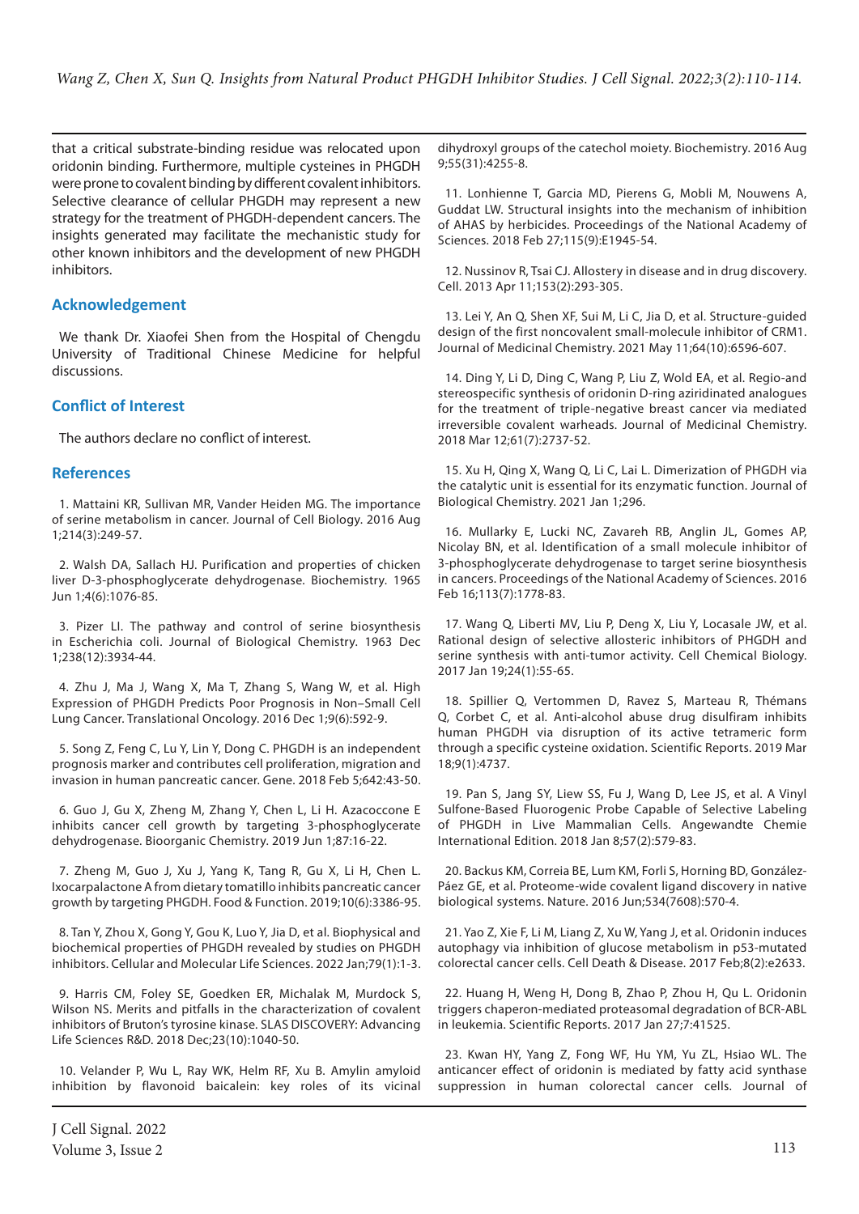that a critical substrate-binding residue was relocated upon oridonin binding. Furthermore, multiple cysteines in PHGDH were prone to covalent binding by different covalent inhibitors. Selective clearance of cellular PHGDH may represent a new strategy for the treatment of PHGDH-dependent cancers. The insights generated may facilitate the mechanistic study for other known inhibitors and the development of new PHGDH inhibitors.

## Acknowledgement

We thank Dr. Xiaofei Shen from the Hospital of Chengdu University of Traditional Chinese Medicine for helpful discussions.

## Conflict of Interest

The authors declare no conflict of interest.

## References

1. Mattaini KR, Sullivan MR, Vander Heiden MG. The importance of serine metabolism in cancer. Journal of Cell Biology. 2016 Aug 1;214(3):249-57.

2. Walsh DA, Sallach HJ. Purification and properties of chicken liver D-3-phosphoglycerate dehydrogenase. Biochemistry. 1965 Jun 1;4(6):1076-85.

3. Pizer LI. The pathway and control of serine biosynthesis in Escherichia coli. Journal of Biological Chemistry. 1963 Dec 1;238(12):3934-44.

4. Zhu J, Ma J, Wang X, Ma T, Zhang S, Wang W, et al. High Expression of PHGDH Predicts Poor Prognosis in Non–Small Cell Lung Cancer. Translational Oncology. 2016 Dec 1;9(6):592-9.

5. Song Z, Feng C, Lu Y, Lin Y, Dong C. PHGDH is an independent prognosis marker and contributes cell proliferation, migration and invasion in human pancreatic cancer. Gene. 2018 Feb 5;642:43-50.

6. Guo J, Gu X, Zheng M, Zhang Y, Chen L, Li H. Azacoccone E inhibits cancer cell growth by targeting 3-phosphoglycerate dehydrogenase. Bioorganic Chemistry. 2019 Jun 1;87:16-22.

7. Zheng M, Guo J, Xu J, Yang K, Tang R, Gu X, Li H, Chen L. Ixocarpalactone A from dietary tomatillo inhibits pancreatic cancer growth by targeting PHGDH. Food & Function. 2019;10(6):3386-95.

8. Tan Y, Zhou X, Gong Y, Gou K, Luo Y, Jia D, et al. Biophysical and biochemical properties of PHGDH revealed by studies on PHGDH inhibitors. Cellular and Molecular Life Sciences. 2022 Jan;79(1):1-3.

9. Harris CM, Foley SE, Goedken ER, Michalak M, Murdock S, Wilson NS. Merits and pitfalls in the characterization of covalent inhibitors of Bruton's tyrosine kinase. SLAS DISCOVERY: Advancing Life Sciences R&D. 2018 Dec;23(10):1040-50.

10. Velander P, Wu L, Ray WK, Helm RF, Xu B. Amylin amyloid inhibition by flavonoid baicalein: key roles of its vicinal dihydroxyl groups of the catechol moiety. Biochemistry. 2016 Aug 9;55(31):4255-8.

11. Lonhienne T, Garcia MD, Pierens G, Mobli M, Nouwens A, Guddat LW. Structural insights into the mechanism of inhibition of AHAS by herbicides. Proceedings of the National Academy of Sciences. 2018 Feb 27;115(9):E1945-54.

12. Nussinov R, Tsai CJ. Allostery in disease and in drug discovery. Cell. 2013 Apr 11;153(2):293-305.

13. Lei Y, An Q, Shen XF, Sui M, Li C, Jia D, et al. Structure-guided design of the first noncovalent small-molecule inhibitor of CRM1. Journal of Medicinal Chemistry. 2021 May 11;64(10):6596-607.

14. Ding Y, Li D, Ding C, Wang P, Liu Z, Wold EA, et al. Regio-and stereospecific synthesis of oridonin D-ring aziridinated analogues for the treatment of triple-negative breast cancer via mediated irreversible covalent warheads. Journal of Medicinal Chemistry. 2018 Mar 12;61(7):2737-52.

15. Xu H, Qing X, Wang Q, Li C, Lai L. Dimerization of PHGDH via the catalytic unit is essential for its enzymatic function. Journal of Biological Chemistry. 2021 Jan 1;296.

16. Mullarky E, Lucki NC, Zavareh RB, Anglin JL, Gomes AP, Nicolay BN, et al. Identification of a small molecule inhibitor of 3-phosphoglycerate dehydrogenase to target serine biosynthesis in cancers. Proceedings of the National Academy of Sciences. 2016 Feb 16;113(7):1778-83.

17. Wang Q, Liberti MV, Liu P, Deng X, Liu Y, Locasale JW, et al. Rational design of selective allosteric inhibitors of PHGDH and serine synthesis with anti-tumor activity. Cell Chemical Biology. 2017 Jan 19;24(1):55-65.

18. Spillier Q, Vertommen D, Ravez S, Marteau R, Thémans Q, Corbet C, et al. Anti-alcohol abuse drug disulfiram inhibits human PHGDH via disruption of its active tetrameric form through a specific cysteine oxidation. Scientific Reports. 2019 Mar 18;9(1):4737.

19. Pan S, Jang SY, Liew SS, Fu J, Wang D, Lee JS, et al. A Vinyl Sulfone-Based Fluorogenic Probe Capable of Selective Labeling of PHGDH in Live Mammalian Cells. Angewandte Chemie International Edition. 2018 Jan 8;57(2):579-83.

20. Backus KM, Correia BE, Lum KM, Forli S, Horning BD, González-Páez GE, et al. Proteome-wide covalent ligand discovery in native biological systems. Nature. 2016 Jun;534(7608):570-4.

21. Yao Z, Xie F, Li M, Liang Z, Xu W, Yang J, et al. Oridonin induces autophagy via inhibition of glucose metabolism in p53-mutated colorectal cancer cells. Cell Death & Disease. 2017 Feb;8(2):e2633.

22. Huang H, Weng H, Dong B, Zhao P, Zhou H, Qu L. Oridonin triggers chaperon-mediated proteasomal degradation of BCR-ABL in leukemia. Scientific Reports. 2017 Jan 27;7:41525.

23. Kwan HY, Yang Z, Fong WF, Hu YM, Yu ZL, Hsiao WL. The anticancer effect of oridonin is mediated by fatty acid synthase suppression in human colorectal cancer cells. Journal of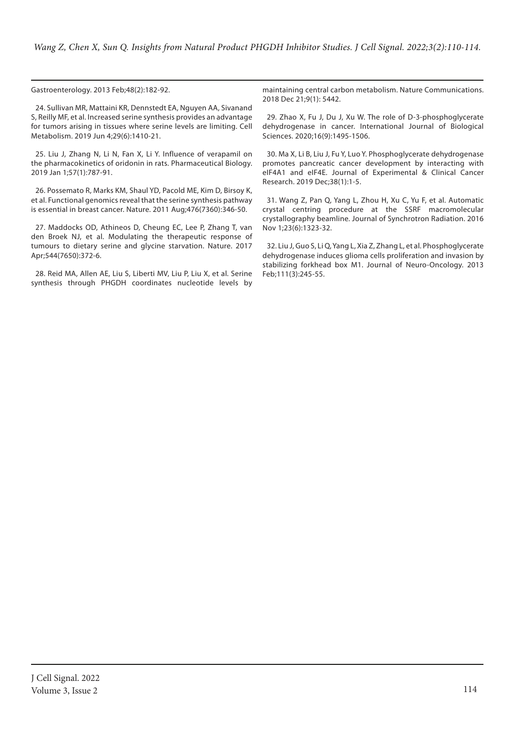Gastroenterology. 2013 Feb;48(2):182-92.

24. Sullivan MR, Mattaini KR, Dennstedt EA, Nguyen AA, Sivanand S, Reilly MF, et al. Increased serine synthesis provides an advantage for tumors arising in tissues where serine levels are limiting. Cell Metabolism. 2019 Jun 4;29(6):1410-21.

25. Liu J, Zhang N, Li N, Fan X, Li Y. Influence of verapamil on the pharmacokinetics of oridonin in rats. Pharmaceutical Biology. 2019 Jan 1;57(1):787-91.

26. Possemato R, Marks KM, Shaul YD, Pacold ME, Kim D, Birsoy K, et al. Functional genomics reveal that the serine synthesis pathway is essential in breast cancer. Nature. 2011 Aug;476(7360):346-50.

27. Maddocks OD, Athineos D, Cheung EC, Lee P, Zhang T, van den Broek NJ, et al. Modulating the therapeutic response of tumours to dietary serine and glycine starvation. Nature. 2017 Apr;544(7650):372-6.

28. Reid MA, Allen AE, Liu S, Liberti MV, Liu P, Liu X, et al. Serine synthesis through PHGDH coordinates nucleotide levels by maintaining central carbon metabolism. Nature Communications. 2018 Dec 21;9(1): 5442.

29. Zhao X, Fu J, Du J, Xu W. The role of D-3-phosphoglycerate dehydrogenase in cancer. International Journal of Biological Sciences. 2020;16(9):1495-1506.

30. Ma X, Li B, Liu J, Fu Y, Luo Y. Phosphoglycerate dehydrogenase promotes pancreatic cancer development by interacting with eIF4A1 and eIF4E. Journal of Experimental & Clinical Cancer Research. 2019 Dec;38(1):1-5.

31. Wang Z, Pan Q, Yang L, Zhou H, Xu C, Yu F, et al. Automatic crystal centring procedure at the SSRF macromolecular crystallography beamline. Journal of Synchrotron Radiation. 2016 Nov 1;23(6):1323-32.

32. Liu J, Guo S, Li Q, Yang L, Xia Z, Zhang L, et al. Phosphoglycerate dehydrogenase induces glioma cells proliferation and invasion by stabilizing forkhead box M1. Journal of Neuro-Oncology. 2013 Feb;111(3):245-55.